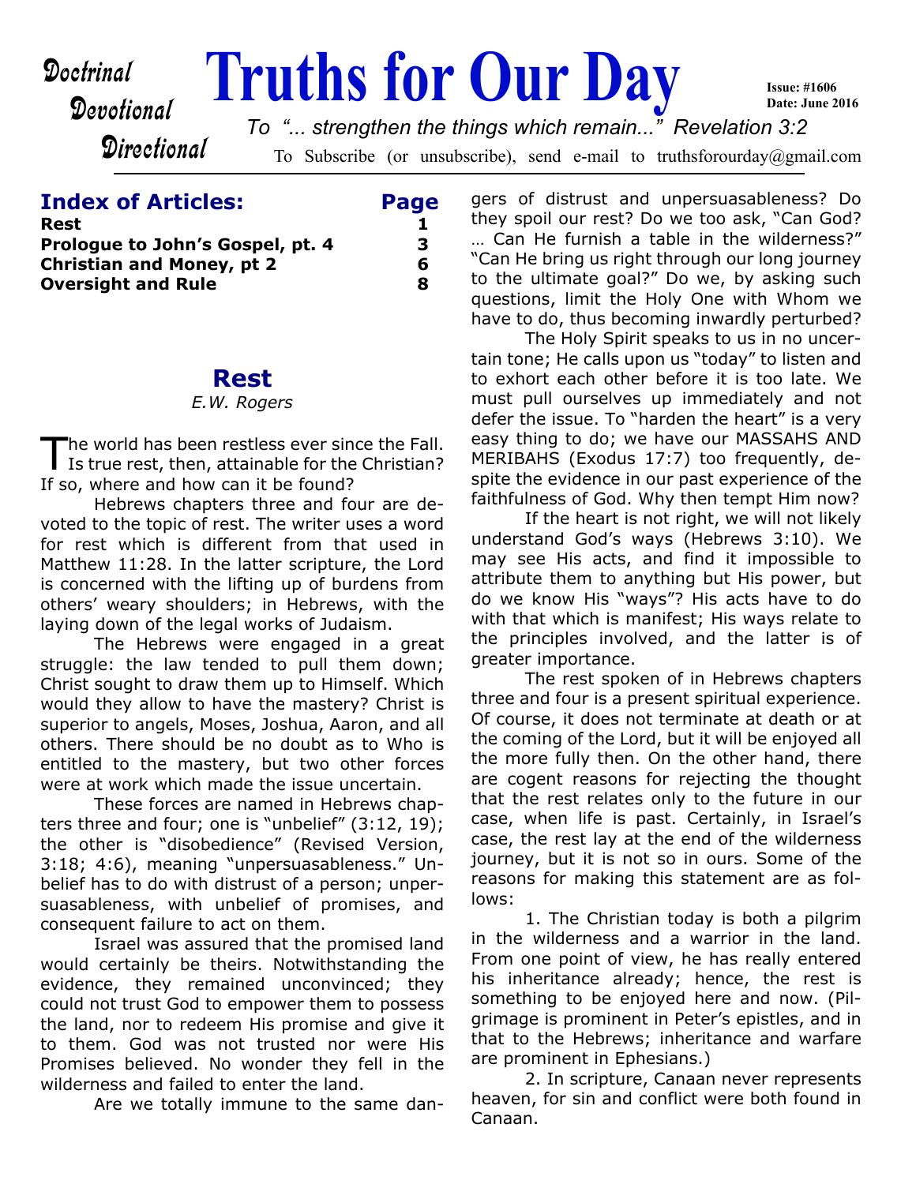Doctrinal
Devotional
Directional

# Truths for Our Day

Issue: #1606
Date: June 2016

*To "... strengthen the things which remain..." Revelation 3:2*

To Subscribe (or unsubscribe), send e-mail to truthsforourday@gmail.com

## Index of Articles:

| Article | Page |
|---|---|
| **Rest** | **1** |
| **Prologue to John's Gospel, pt. 4** | **3** |
| **Christian and Money, pt 2** | **6** |
| **Oversight and Rule** | **8** |

## Rest

*E.W. Rogers*

The world has been restless ever since the Fall. Is true rest, then, attainable for the Christian? If so, where and how can it be found?

Hebrews chapters three and four are devoted to the topic of rest. The writer uses a word for rest which is different from that used in Matthew 11:28. In the latter scripture, the Lord is concerned with the lifting up of burdens from others' weary shoulders; in Hebrews, with the laying down of the legal works of Judaism.

The Hebrews were engaged in a great struggle: the law tended to pull them down; Christ sought to draw them up to Himself. Which would they allow to have the mastery? Christ is superior to angels, Moses, Joshua, Aaron, and all others. There should be no doubt as to Who is entitled to the mastery, but two other forces were at work which made the issue uncertain.

These forces are named in Hebrews chapters three and four; one is "unbelief" (3:12, 19); the other is "disobedience" (Revised Version, 3:18; 4:6), meaning "unpersuasableness." Unbelief has to do with distrust of a person; unpersuasableness, with unbelief of promises, and consequent failure to act on them.

Israel was assured that the promised land would certainly be theirs. Notwithstanding the evidence, they remained unconvinced; they could not trust God to empower them to possess the land, nor to redeem His promise and give it to them. God was not trusted nor were His Promises believed. No wonder they fell in the wilderness and failed to enter the land.

Are we totally immune to the same dangers of distrust and unpersuasableness? Do they spoil our rest? Do we too ask, "Can God? … Can He furnish a table in the wilderness?" "Can He bring us right through our long journey to the ultimate goal?" Do we, by asking such questions, limit the Holy One with Whom we have to do, thus becoming inwardly perturbed?

The Holy Spirit speaks to us in no uncertain tone; He calls upon us "today" to listen and to exhort each other before it is too late. We must pull ourselves up immediately and not defer the issue. To "harden the heart" is a very easy thing to do; we have our MASSAHS AND MERIBAHS (Exodus 17:7) too frequently, despite the evidence in our past experience of the faithfulness of God. Why then tempt Him now?

If the heart is not right, we will not likely understand God's ways (Hebrews 3:10). We may see His acts, and find it impossible to attribute them to anything but His power, but do we know His "ways"? His acts have to do with that which is manifest; His ways relate to the principles involved, and the latter is of greater importance.

The rest spoken of in Hebrews chapters three and four is a present spiritual experience. Of course, it does not terminate at death or at the coming of the Lord, but it will be enjoyed all the more fully then. On the other hand, there are cogent reasons for rejecting the thought that the rest relates only to the future in our case, when life is past. Certainly, in Israel's case, the rest lay at the end of the wilderness journey, but it is not so in ours. Some of the reasons for making this statement are as follows:

1. The Christian today is both a pilgrim in the wilderness and a warrior in the land. From one point of view, he has really entered his inheritance already; hence, the rest is something to be enjoyed here and now. (Pilgrimage is prominent in Peter's epistles, and in that to the Hebrews; inheritance and warfare are prominent in Ephesians.)

2. In scripture, Canaan never represents heaven, for sin and conflict were both found in Canaan.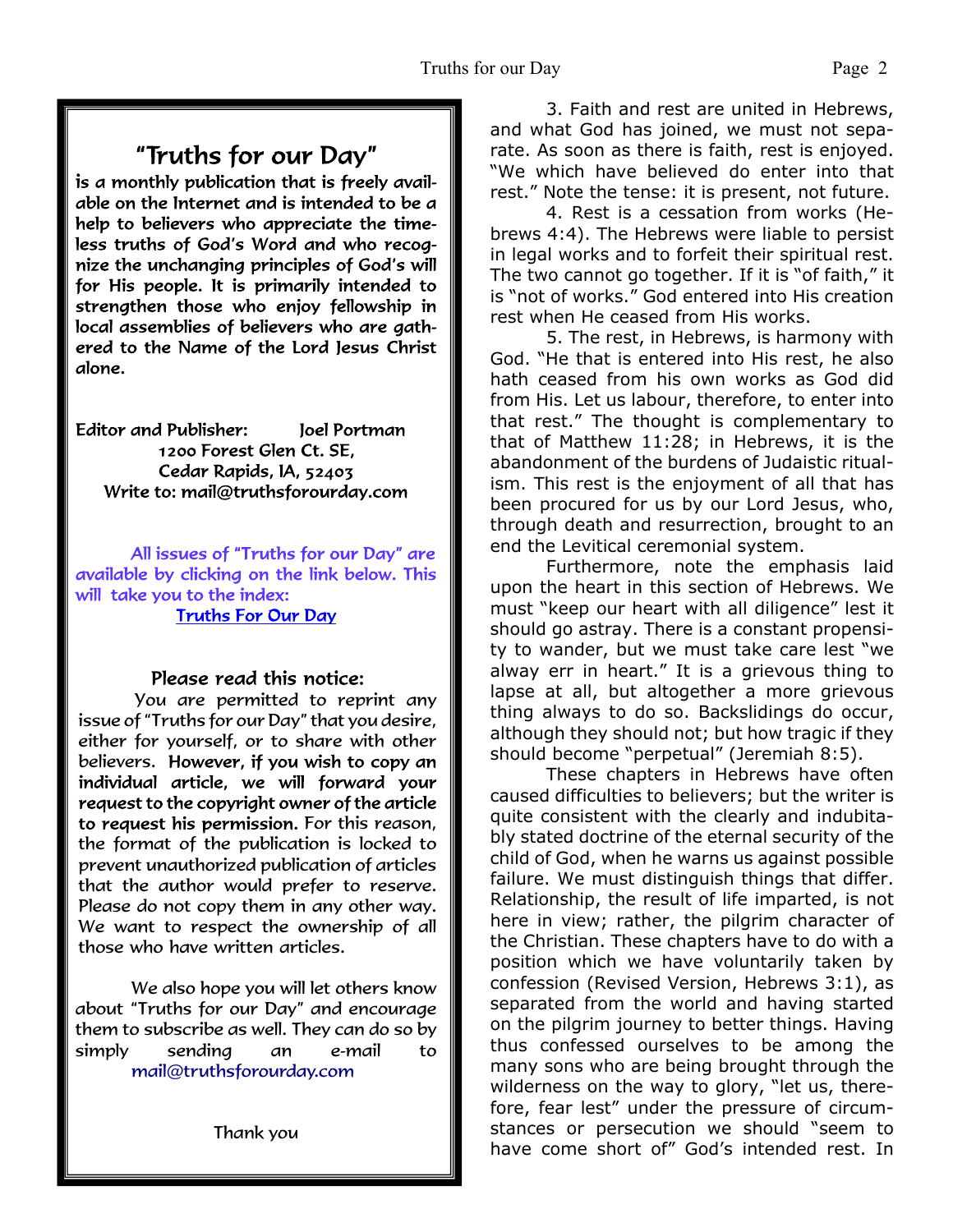## "Truths for our Day"

**is a monthly publication that is freely available on the Internet and is intended to be a help to believers who appreciate the timeless truths of God's Word and who recognize the unchanging principles of God's will for His people. It is primarily intended to strengthen those who enjoy fellowship in local assemblies of believers who are gathered to the Name of the Lord Jesus Christ alone.**

**Editor and Publisher: Joel Portman**
**1200 Forest Glen Ct. SE,**
**Cedar Rapids, IA, 52403**
**Write to: mail@truthsforourday.com**

All issues of "Truths for our Day" are available by clicking on the link below. This will take you to the index:
**Truths For Our Day**

**Please read this notice:**

You are permitted to reprint any issue of "Truths for our Day" that you desire, either for yourself, or to share with other believers. **However, if you wish to copy an individual article, we will forward your request to the copyright owner of the article to request his permission.** For this reason, the format of the publication is locked to prevent unauthorized publication of articles that the author would prefer to reserve. Please do not copy them in any other way. We want to respect the ownership of all those who have written articles.

We also hope you will let others know about "Truths for our Day" and encourage them to subscribe as well. They can do so by simply sending an e-mail to mail@truthsforourday.com

Thank you

3. Faith and rest are united in Hebrews, and what God has joined, we must not separate. As soon as there is faith, rest is enjoyed. "We which have believed do enter into that rest." Note the tense: it is present, not future.

4. Rest is a cessation from works (Hebrews 4:4). The Hebrews were liable to persist in legal works and to forfeit their spiritual rest. The two cannot go together. If it is "of faith," it is "not of works." God entered into His creation rest when He ceased from His works.

5. The rest, in Hebrews, is harmony with God. "He that is entered into His rest, he also hath ceased from his own works as God did from His. Let us labour, therefore, to enter into that rest." The thought is complementary to that of Matthew 11:28; in Hebrews, it is the abandonment of the burdens of Judaistic ritualism. This rest is the enjoyment of all that has been procured for us by our Lord Jesus, who, through death and resurrection, brought to an end the Levitical ceremonial system.

Furthermore, note the emphasis laid upon the heart in this section of Hebrews. We must "keep our heart with all diligence" lest it should go astray. There is a constant propensity to wander, but we must take care lest "we alway err in heart." It is a grievous thing to lapse at all, but altogether a more grievous thing always to do so. Backslidings do occur, although they should not; but how tragic if they should become "perpetual" (Jeremiah 8:5).

These chapters in Hebrews have often caused difficulties to believers; but the writer is quite consistent with the clearly and indubitably stated doctrine of the eternal security of the child of God, when he warns us against possible failure. We must distinguish things that differ. Relationship, the result of life imparted, is not here in view; rather, the pilgrim character of the Christian. These chapters have to do with a position which we have voluntarily taken by confession (Revised Version, Hebrews 3:1), as separated from the world and having started on the pilgrim journey to better things. Having thus confessed ourselves to be among the many sons who are being brought through the wilderness on the way to glory, "let us, therefore, fear lest" under the pressure of circumstances or persecution we should "seem to have come short of" God's intended rest. In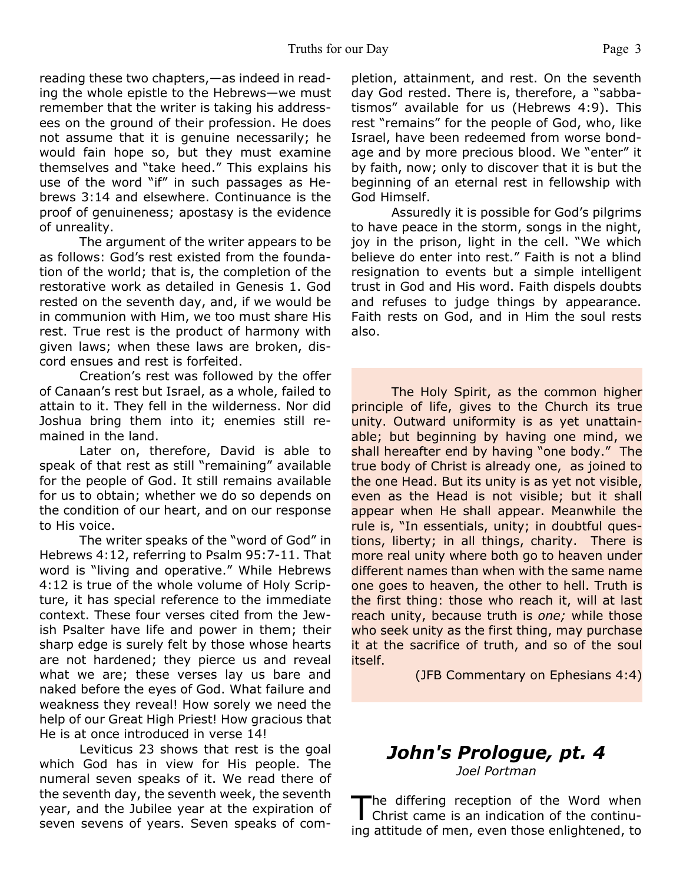reading these two chapters,—as indeed in reading the whole epistle to the Hebrews—we must remember that the writer is taking his addressees on the ground of their profession. He does not assume that it is genuine necessarily; he would fain hope so, but they must examine themselves and "take heed." This explains his use of the word "if" in such passages as Hebrews 3:14 and elsewhere. Continuance is the proof of genuineness; apostasy is the evidence of unreality.

The argument of the writer appears to be as follows: God's rest existed from the foundation of the world; that is, the completion of the restorative work as detailed in Genesis 1. God rested on the seventh day, and, if we would be in communion with Him, we too must share His rest. True rest is the product of harmony with given laws; when these laws are broken, discord ensues and rest is forfeited.

Creation's rest was followed by the offer of Canaan's rest but Israel, as a whole, failed to attain to it. They fell in the wilderness. Nor did Joshua bring them into it; enemies still remained in the land.

Later on, therefore, David is able to speak of that rest as still "remaining" available for the people of God. It still remains available for us to obtain; whether we do so depends on the condition of our heart, and on our response to His voice.

The writer speaks of the "word of God" in Hebrews 4:12, referring to Psalm 95:7-11. That word is "living and operative." While Hebrews 4:12 is true of the whole volume of Holy Scripture, it has special reference to the immediate context. These four verses cited from the Jewish Psalter have life and power in them; their sharp edge is surely felt by those whose hearts are not hardened; they pierce us and reveal what we are; these verses lay us bare and naked before the eyes of God. What failure and weakness they reveal! How sorely we need the help of our Great High Priest! How gracious that He is at once introduced in verse 14!

Leviticus 23 shows that rest is the goal which God has in view for His people. The numeral seven speaks of it. We read there of the seventh day, the seventh week, the seventh year, and the Jubilee year at the expiration of seven sevens of years. Seven speaks of completion, attainment, and rest. On the seventh day God rested. There is, therefore, a "sabbatismos" available for us (Hebrews 4:9). This rest "remains" for the people of God, who, like Israel, have been redeemed from worse bondage and by more precious blood. We "enter" it by faith, now; only to discover that it is but the beginning of an eternal rest in fellowship with God Himself.

Assuredly it is possible for God's pilgrims to have peace in the storm, songs in the night, joy in the prison, light in the cell. "We which believe do enter into rest." Faith is not a blind resignation to events but a simple intelligent trust in God and His word. Faith dispels doubts and refuses to judge things by appearance. Faith rests on God, and in Him the soul rests also.

> The Holy Spirit, as the common higher principle of life, gives to the Church its true unity. Outward uniformity is as yet unattainable; but beginning by having one mind, we shall hereafter end by having "one body." The true body of Christ is already one, as joined to the one Head. But its unity is as yet not visible, even as the Head is not visible; but it shall appear when He shall appear. Meanwhile the rule is, "In essentials, unity; in doubtful questions, liberty; in all things, charity. There is more real unity where both go to heaven under different names than when with the same name one goes to heaven, the other to hell. Truth is the first thing: those who reach it, will at last reach unity, because truth is *one;* while those who seek unity as the first thing, may purchase it at the sacrifice of truth, and so of the soul itself.
>
> (JFB Commentary on Ephesians 4:4)

## *John's Prologue, pt. 4*

*Joel Portman*

The differing reception of the Word when Christ came is an indication of the continuing attitude of men, even those enlightened, to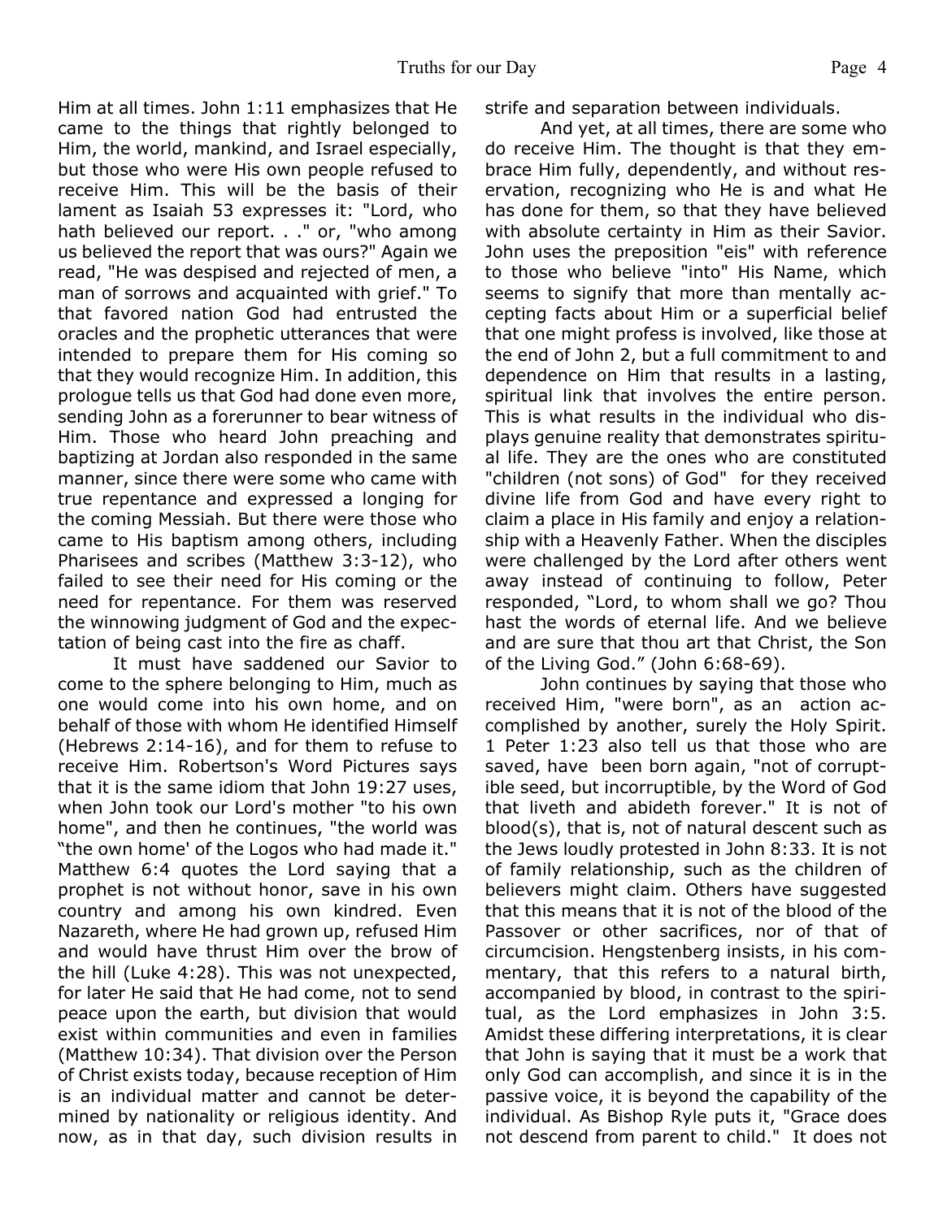Him at all times. John 1:11 emphasizes that He came to the things that rightly belonged to Him, the world, mankind, and Israel especially, but those who were His own people refused to receive Him. This will be the basis of their lament as Isaiah 53 expresses it: "Lord, who hath believed our report. . ." or, "who among us believed the report that was ours?" Again we read, "He was despised and rejected of men, a man of sorrows and acquainted with grief." To that favored nation God had entrusted the oracles and the prophetic utterances that were intended to prepare them for His coming so that they would recognize Him. In addition, this prologue tells us that God had done even more, sending John as a forerunner to bear witness of Him. Those who heard John preaching and baptizing at Jordan also responded in the same manner, since there were some who came with true repentance and expressed a longing for the coming Messiah. But there were those who came to His baptism among others, including Pharisees and scribes (Matthew 3:3-12), who failed to see their need for His coming or the need for repentance. For them was reserved the winnowing judgment of God and the expectation of being cast into the fire as chaff.

It must have saddened our Savior to come to the sphere belonging to Him, much as one would come into his own home, and on behalf of those with whom He identified Himself (Hebrews 2:14-16), and for them to refuse to receive Him. Robertson's Word Pictures says that it is the same idiom that John 19:27 uses, when John took our Lord's mother "to his own home", and then he continues, "the world was "the own home' of the Logos who had made it." Matthew 6:4 quotes the Lord saying that a prophet is not without honor, save in his own country and among his own kindred. Even Nazareth, where He had grown up, refused Him and would have thrust Him over the brow of the hill (Luke 4:28). This was not unexpected, for later He said that He had come, not to send peace upon the earth, but division that would exist within communities and even in families (Matthew 10:34). That division over the Person of Christ exists today, because reception of Him is an individual matter and cannot be determined by nationality or religious identity. And now, as in that day, such division results in strife and separation between individuals.

And yet, at all times, there are some who do receive Him. The thought is that they embrace Him fully, dependently, and without reservation, recognizing who He is and what He has done for them, so that they have believed with absolute certainty in Him as their Savior. John uses the preposition "eis" with reference to those who believe "into" His Name, which seems to signify that more than mentally accepting facts about Him or a superficial belief that one might profess is involved, like those at the end of John 2, but a full commitment to and dependence on Him that results in a lasting, spiritual link that involves the entire person. This is what results in the individual who displays genuine reality that demonstrates spiritual life. They are the ones who are constituted "children (not sons) of God" for they received divine life from God and have every right to claim a place in His family and enjoy a relationship with a Heavenly Father. When the disciples were challenged by the Lord after others went away instead of continuing to follow, Peter responded, "Lord, to whom shall we go? Thou hast the words of eternal life. And we believe and are sure that thou art that Christ, the Son of the Living God." (John 6:68-69).

John continues by saying that those who received Him, "were born", as an action accomplished by another, surely the Holy Spirit. 1 Peter 1:23 also tell us that those who are saved, have been born again, "not of corruptible seed, but incorruptible, by the Word of God that liveth and abideth forever." It is not of blood(s), that is, not of natural descent such as the Jews loudly protested in John 8:33. It is not of family relationship, such as the children of believers might claim. Others have suggested that this means that it is not of the blood of the Passover or other sacrifices, nor of that of circumcision. Hengstenberg insists, in his commentary, that this refers to a natural birth, accompanied by blood, in contrast to the spiritual, as the Lord emphasizes in John 3:5. Amidst these differing interpretations, it is clear that John is saying that it must be a work that only God can accomplish, and since it is in the passive voice, it is beyond the capability of the individual. As Bishop Ryle puts it, "Grace does not descend from parent to child." It does not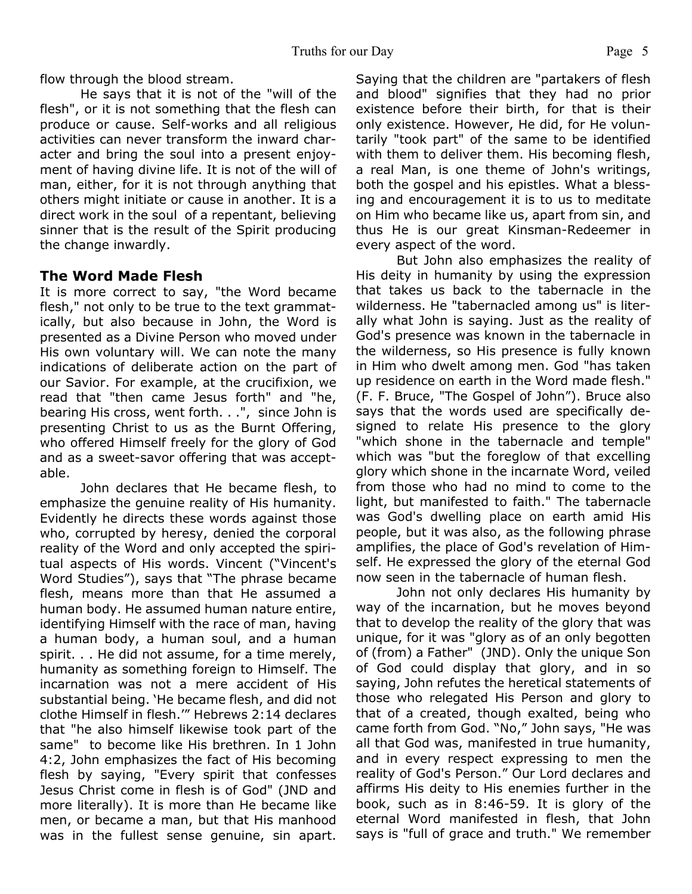flow through the blood stream.

He says that it is not of the "will of the flesh", or it is not something that the flesh can produce or cause. Self-works and all religious activities can never transform the inward character and bring the soul into a present enjoyment of having divine life. It is not of the will of man, either, for it is not through anything that others might initiate or cause in another. It is a direct work in the soul of a repentant, believing sinner that is the result of the Spirit producing the change inwardly.

## The Word Made Flesh

It is more correct to say, "the Word became flesh," not only to be true to the text grammatically, but also because in John, the Word is presented as a Divine Person who moved under His own voluntary will. We can note the many indications of deliberate action on the part of our Savior. For example, at the crucifixion, we read that "then came Jesus forth" and "he, bearing His cross, went forth. . .", since John is presenting Christ to us as the Burnt Offering, who offered Himself freely for the glory of God and as a sweet-savor offering that was acceptable.

John declares that He became flesh, to emphasize the genuine reality of His humanity. Evidently he directs these words against those who, corrupted by heresy, denied the corporal reality of the Word and only accepted the spiritual aspects of His words. Vincent ("Vincent's Word Studies"), says that "The phrase became flesh, means more than that He assumed a human body. He assumed human nature entire, identifying Himself with the race of man, having a human body, a human soul, and a human spirit. . . He did not assume, for a time merely, humanity as something foreign to Himself. The incarnation was not a mere accident of His substantial being. 'He became flesh, and did not clothe Himself in flesh.'" Hebrews 2:14 declares that "he also himself likewise took part of the same" to become like His brethren. In 1 John 4:2, John emphasizes the fact of His becoming flesh by saying, "Every spirit that confesses Jesus Christ come in flesh is of God" (JND and more literally). It is more than He became like men, or became a man, but that His manhood was in the fullest sense genuine, sin apart. Saying that the children are "partakers of flesh and blood" signifies that they had no prior existence before their birth, for that is their only existence. However, He did, for He voluntarily "took part" of the same to be identified with them to deliver them. His becoming flesh, a real Man, is one theme of John's writings, both the gospel and his epistles. What a blessing and encouragement it is to us to meditate on Him who became like us, apart from sin, and thus He is our great Kinsman-Redeemer in every aspect of the word.

But John also emphasizes the reality of His deity in humanity by using the expression that takes us back to the tabernacle in the wilderness. He "tabernacled among us" is literally what John is saying. Just as the reality of God's presence was known in the tabernacle in the wilderness, so His presence is fully known in Him who dwelt among men. God "has taken up residence on earth in the Word made flesh." (F. F. Bruce, "The Gospel of John"). Bruce also says that the words used are specifically designed to relate His presence to the glory "which shone in the tabernacle and temple" which was "but the foreglow of that excelling glory which shone in the incarnate Word, veiled from those who had no mind to come to the light, but manifested to faith." The tabernacle was God's dwelling place on earth amid His people, but it was also, as the following phrase amplifies, the place of God's revelation of Himself. He expressed the glory of the eternal God now seen in the tabernacle of human flesh.

John not only declares His humanity by way of the incarnation, but he moves beyond that to develop the reality of the glory that was unique, for it was "glory as of an only begotten of (from) a Father" (JND). Only the unique Son of God could display that glory, and in so saying, John refutes the heretical statements of those who relegated His Person and glory to that of a created, though exalted, being who came forth from God. "No," John says, "He was all that God was, manifested in true humanity, and in every respect expressing to men the reality of God's Person." Our Lord declares and affirms His deity to His enemies further in the book, such as in 8:46-59. It is glory of the eternal Word manifested in flesh, that John says is "full of grace and truth." We remember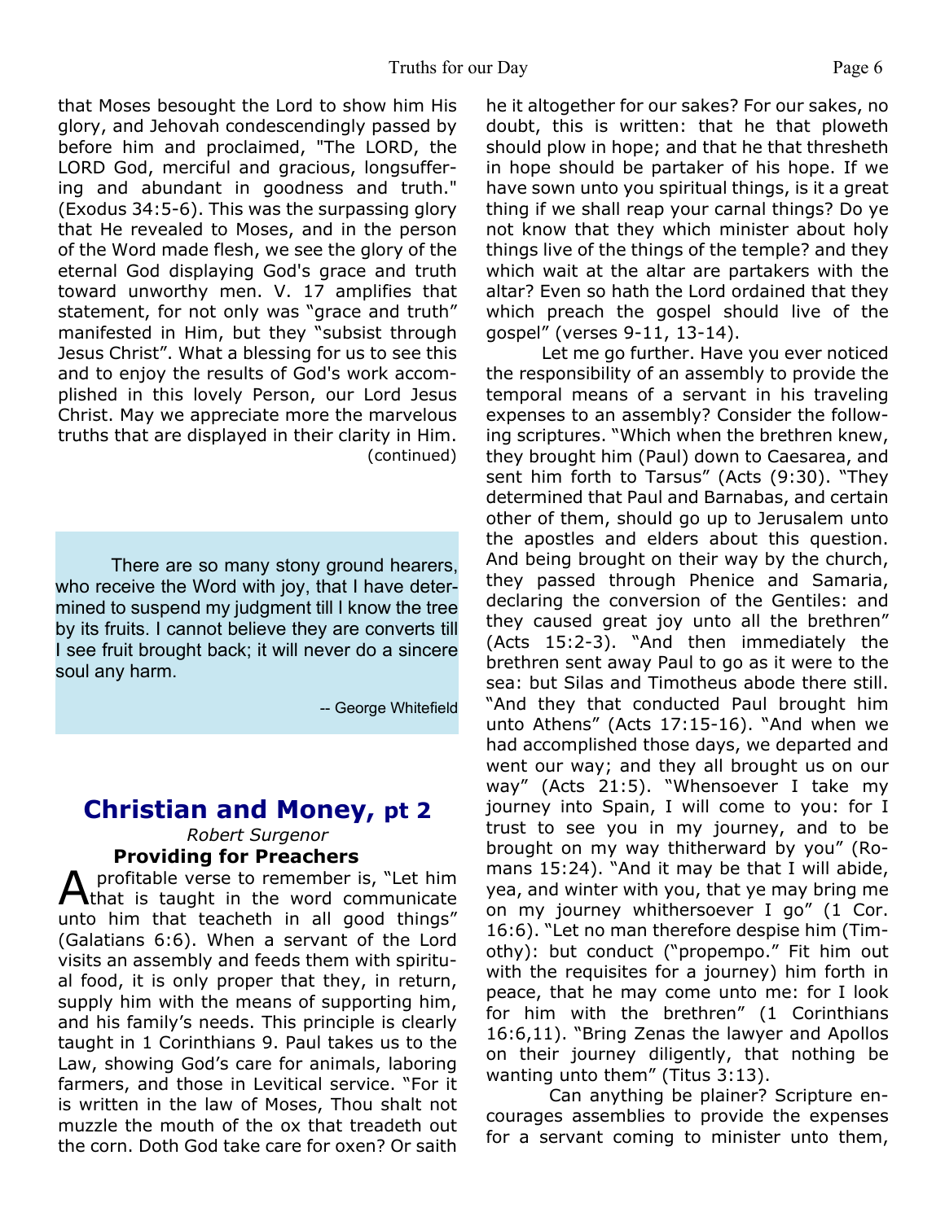that Moses besought the Lord to show him His glory, and Jehovah condescendingly passed by before him and proclaimed, "The LORD, the LORD God, merciful and gracious, longsuffering and abundant in goodness and truth." (Exodus 34:5-6). This was the surpassing glory that He revealed to Moses, and in the person of the Word made flesh, we see the glory of the eternal God displaying God's grace and truth toward unworthy men. V. 17 amplifies that statement, for not only was "grace and truth" manifested in Him, but they "subsist through Jesus Christ". What a blessing for us to see this and to enjoy the results of God's work accomplished in this lovely Person, our Lord Jesus Christ. May we appreciate more the marvelous truths that are displayed in their clarity in Him.

(continued)

> There are so many stony ground hearers, who receive the Word with joy, that I have determined to suspend my judgment till I know the tree by its fruits. I cannot believe they are converts till I see fruit brought back; it will never do a sincere soul any harm.
>
> -- George Whitefield

## Christian and Money, pt 2

*Robert Surgenor*

### Providing for Preachers

A profitable verse to remember is, "Let him that is taught in the word communicate unto him that teacheth in all good things" (Galatians 6:6). When a servant of the Lord visits an assembly and feeds them with spiritual food, it is only proper that they, in return, supply him with the means of supporting him, and his family's needs. This principle is clearly taught in 1 Corinthians 9. Paul takes us to the Law, showing God's care for animals, laboring farmers, and those in Levitical service. "For it is written in the law of Moses, Thou shalt not muzzle the mouth of the ox that treadeth out the corn. Doth God take care for oxen? Or saith he it altogether for our sakes? For our sakes, no doubt, this is written: that he that ploweth should plow in hope; and that he that thresheth in hope should be partaker of his hope. If we have sown unto you spiritual things, is it a great thing if we shall reap your carnal things? Do ye not know that they which minister about holy things live of the things of the temple? and they which wait at the altar are partakers with the altar? Even so hath the Lord ordained that they which preach the gospel should live of the gospel" (verses 9-11, 13-14).

Let me go further. Have you ever noticed the responsibility of an assembly to provide the temporal means of a servant in his traveling expenses to an assembly? Consider the following scriptures. "Which when the brethren knew, they brought him (Paul) down to Caesarea, and sent him forth to Tarsus" (Acts (9:30). "They determined that Paul and Barnabas, and certain other of them, should go up to Jerusalem unto the apostles and elders about this question. And being brought on their way by the church, they passed through Phenice and Samaria, declaring the conversion of the Gentiles: and they caused great joy unto all the brethren" (Acts 15:2-3). "And then immediately the brethren sent away Paul to go as it were to the sea: but Silas and Timotheus abode there still. "And they that conducted Paul brought him unto Athens" (Acts 17:15-16). "And when we had accomplished those days, we departed and went our way; and they all brought us on our way" (Acts 21:5). "Whensoever I take my journey into Spain, I will come to you: for I trust to see you in my journey, and to be brought on my way thitherward by you" (Romans 15:24). "And it may be that I will abide, yea, and winter with you, that ye may bring me on my journey whithersoever I go" (1 Cor. 16:6). "Let no man therefore despise him (Timothy): but conduct ("propempo." Fit him out with the requisites for a journey) him forth in peace, that he may come unto me: for I look for him with the brethren" (1 Corinthians 16:6,11). "Bring Zenas the lawyer and Apollos on their journey diligently, that nothing be wanting unto them" (Titus 3:13).

Can anything be plainer? Scripture encourages assemblies to provide the expenses for a servant coming to minister unto them,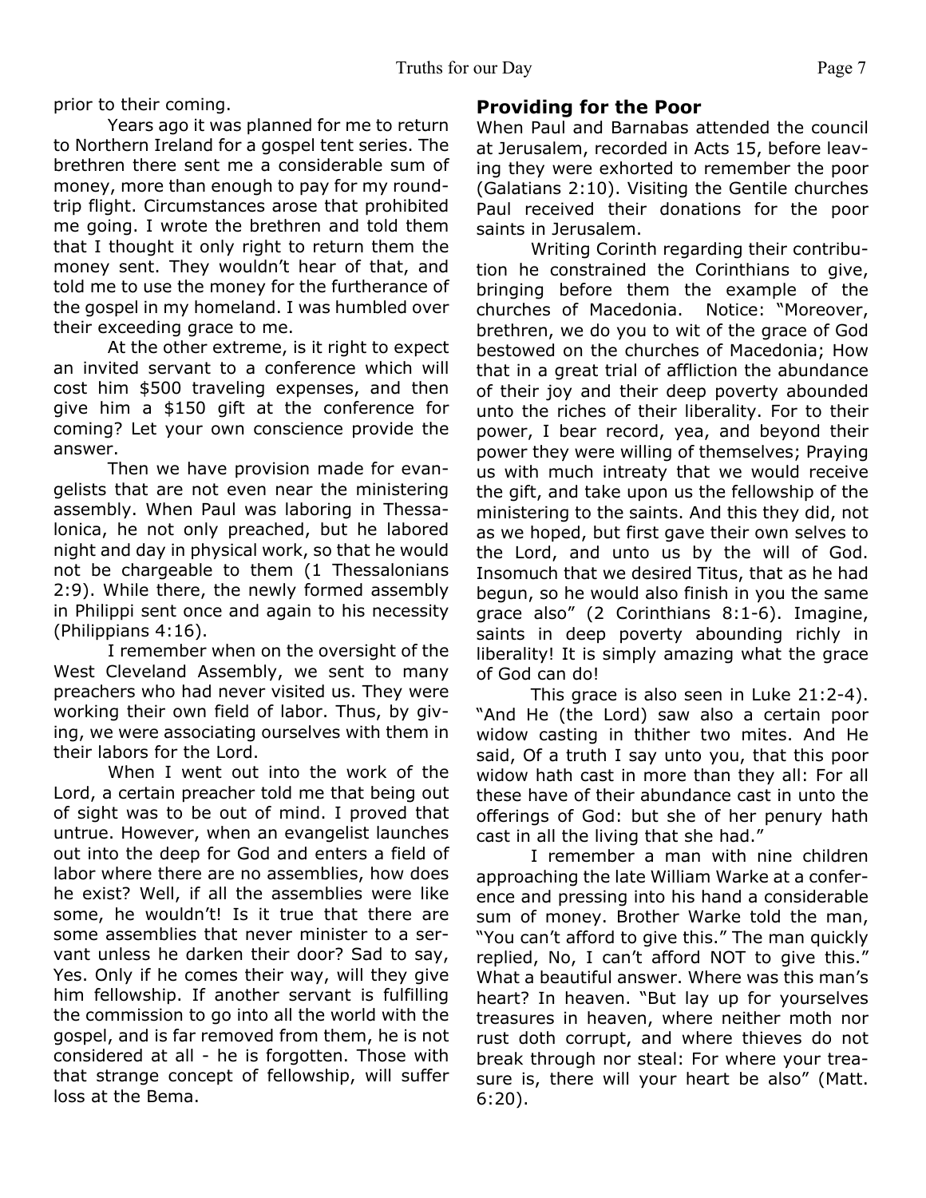prior to their coming.

Years ago it was planned for me to return to Northern Ireland for a gospel tent series. The brethren there sent me a considerable sum of money, more than enough to pay for my round-trip flight. Circumstances arose that prohibited me going. I wrote the brethren and told them that I thought it only right to return them the money sent. They wouldn't hear of that, and told me to use the money for the furtherance of the gospel in my homeland. I was humbled over their exceeding grace to me.

At the other extreme, is it right to expect an invited servant to a conference which will cost him $500 traveling expenses, and then give him a $150 gift at the conference for coming? Let your own conscience provide the answer.

Then we have provision made for evangelists that are not even near the ministering assembly. When Paul was laboring in Thessalonica, he not only preached, but he labored night and day in physical work, so that he would not be chargeable to them (1 Thessalonians 2:9). While there, the newly formed assembly in Philippi sent once and again to his necessity (Philippians 4:16).

I remember when on the oversight of the West Cleveland Assembly, we sent to many preachers who had never visited us. They were working their own field of labor. Thus, by giving, we were associating ourselves with them in their labors for the Lord.

When I went out into the work of the Lord, a certain preacher told me that being out of sight was to be out of mind. I proved that untrue. However, when an evangelist launches out into the deep for God and enters a field of labor where there are no assemblies, how does he exist? Well, if all the assemblies were like some, he wouldn't! Is it true that there are some assemblies that never minister to a servant unless he darken their door? Sad to say, Yes. Only if he comes their way, will they give him fellowship. If another servant is fulfilling the commission to go into all the world with the gospel, and is far removed from them, he is not considered at all - he is forgotten. Those with that strange concept of fellowship, will suffer loss at the Bema.

## Providing for the Poor

When Paul and Barnabas attended the council at Jerusalem, recorded in Acts 15, before leaving they were exhorted to remember the poor (Galatians 2:10). Visiting the Gentile churches Paul received their donations for the poor saints in Jerusalem.

Writing Corinth regarding their contribution he constrained the Corinthians to give, bringing before them the example of the churches of Macedonia. Notice: "Moreover, brethren, we do you to wit of the grace of God bestowed on the churches of Macedonia; How that in a great trial of affliction the abundance of their joy and their deep poverty abounded unto the riches of their liberality. For to their power, I bear record, yea, and beyond their power they were willing of themselves; Praying us with much intreaty that we would receive the gift, and take upon us the fellowship of the ministering to the saints. And this they did, not as we hoped, but first gave their own selves to the Lord, and unto us by the will of God. Insomuch that we desired Titus, that as he had begun, so he would also finish in you the same grace also" (2 Corinthians 8:1-6). Imagine, saints in deep poverty abounding richly in liberality! It is simply amazing what the grace of God can do!

This grace is also seen in Luke 21:2-4). "And He (the Lord) saw also a certain poor widow casting in thither two mites. And He said, Of a truth I say unto you, that this poor widow hath cast in more than they all: For all these have of their abundance cast in unto the offerings of God: but she of her penury hath cast in all the living that she had."

I remember a man with nine children approaching the late William Warke at a conference and pressing into his hand a considerable sum of money. Brother Warke told the man, "You can't afford to give this." The man quickly replied, No, I can't afford NOT to give this." What a beautiful answer. Where was this man's heart? In heaven. "But lay up for yourselves treasures in heaven, where neither moth nor rust doth corrupt, and where thieves do not break through nor steal: For where your treasure is, there will your heart be also" (Matt. 6:20).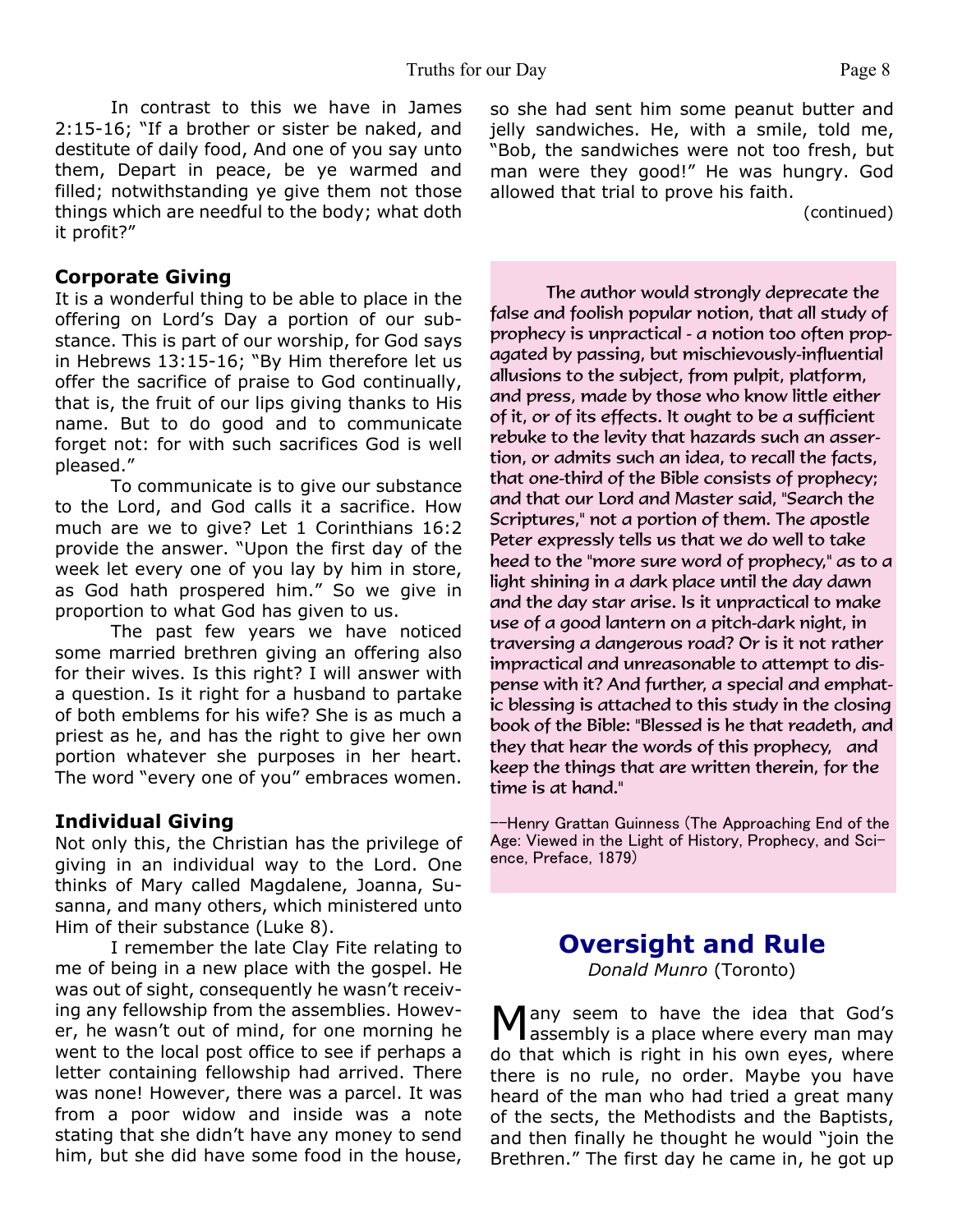In contrast to this we have in James 2:15-16; "If a brother or sister be naked, and destitute of daily food, And one of you say unto them, Depart in peace, be ye warmed and filled; notwithstanding ye give them not those things which are needful to the body; what doth it profit?"

### Corporate Giving

It is a wonderful thing to be able to place in the offering on Lord's Day a portion of our substance. This is part of our worship, for God says in Hebrews 13:15-16; "By Him therefore let us offer the sacrifice of praise to God continually, that is, the fruit of our lips giving thanks to His name. But to do good and to communicate forget not: for with such sacrifices God is well pleased."

To communicate is to give our substance to the Lord, and God calls it a sacrifice. How much are we to give? Let 1 Corinthians 16:2 provide the answer. "Upon the first day of the week let every one of you lay by him in store, as God hath prospered him." So we give in proportion to what God has given to us.

The past few years we have noticed some married brethren giving an offering also for their wives. Is this right? I will answer with a question. Is it right for a husband to partake of both emblems for his wife? She is as much a priest as he, and has the right to give her own portion whatever she purposes in her heart. The word "every one of you" embraces women.

### Individual Giving

Not only this, the Christian has the privilege of giving in an individual way to the Lord. One thinks of Mary called Magdalene, Joanna, Susanna, and many others, which ministered unto Him of their substance (Luke 8).

I remember the late Clay Fite relating to me of being in a new place with the gospel. He was out of sight, consequently he wasn't receiving any fellowship from the assemblies. However, he wasn't out of mind, for one morning he went to the local post office to see if perhaps a letter containing fellowship had arrived. There was none! However, there was a parcel. It was from a poor widow and inside was a note stating that she didn't have any money to send him, but she did have some food in the house, so she had sent him some peanut butter and jelly sandwiches. He, with a smile, told me, "Bob, the sandwiches were not too fresh, but man were they good!" He was hungry. God allowed that trial to prove his faith.

(continued)

---

The author would strongly deprecate the false and foolish popular notion, that all study of prophecy is unpractical - a notion too often propagated by passing, but mischievously-influential allusions to the subject, from pulpit, platform, and press, made by those who know little either of it, or of its effects. It ought to be a sufficient rebuke to the levity that hazards such an assertion, or admits such an idea, to recall the facts, that one-third of the Bible consists of prophecy; and that our Lord and Master said, "Search the Scriptures," not a portion of them. The apostle Peter expressly tells us that we do well to take heed to the "more sure word of prophecy," as to a light shining in a dark place until the day dawn and the day star arise. Is it unpractical to make use of a good lantern on a pitch-dark night, in traversing a dangerous road? Or is it not rather impractical and unreasonable to attempt to dispense with it? And further, a special and emphatic blessing is attached to this study in the closing book of the Bible: "Blessed is he that readeth, and they that hear the words of this prophecy, and keep the things that are written therein, for the time is at hand."

--Henry Grattan Guinness (The Approaching End of the Age: Viewed in the Light of History, Prophecy, and Science, Preface, 1879)

---

## Oversight and Rule

*Donald Munro* (Toronto)

Many seem to have the idea that God's assembly is a place where every man may do that which is right in his own eyes, where there is no rule, no order. Maybe you have heard of the man who had tried a great many of the sects, the Methodists and the Baptists, and then finally he thought he would "join the Brethren." The first day he came in, he got up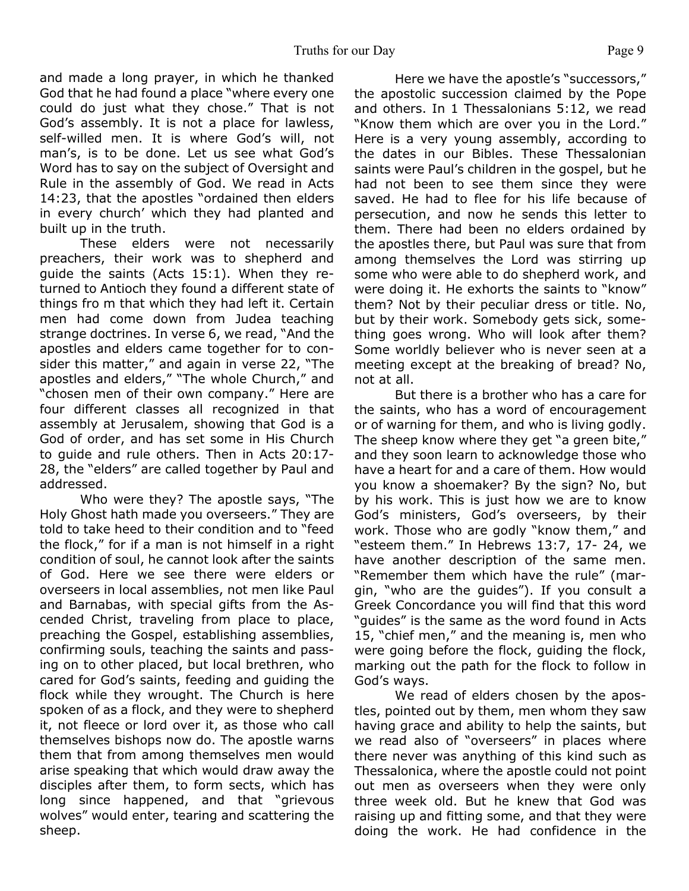and made a long prayer, in which he thanked God that he had found a place "where every one could do just what they chose." That is not God's assembly. It is not a place for lawless, self-willed men. It is where God's will, not man's, is to be done. Let us see what God's Word has to say on the subject of Oversight and Rule in the assembly of God. We read in Acts 14:23, that the apostles "ordained then elders in every church' which they had planted and built up in the truth.

These elders were not necessarily preachers, their work was to shepherd and guide the saints (Acts 15:1). When they returned to Antioch they found a different state of things fro m that which they had left it. Certain men had come down from Judea teaching strange doctrines. In verse 6, we read, "And the apostles and elders came together for to consider this matter," and again in verse 22, "The apostles and elders," "The whole Church," and "chosen men of their own company." Here are four different classes all recognized in that assembly at Jerusalem, showing that God is a God of order, and has set some in His Church to guide and rule others. Then in Acts 20:17-28, the "elders" are called together by Paul and addressed.

Who were they? The apostle says, "The Holy Ghost hath made you overseers." They are told to take heed to their condition and to "feed the flock," for if a man is not himself in a right condition of soul, he cannot look after the saints of God. Here we see there were elders or overseers in local assemblies, not men like Paul and Barnabas, with special gifts from the Ascended Christ, traveling from place to place, preaching the Gospel, establishing assemblies, confirming souls, teaching the saints and passing on to other placed, but local brethren, who cared for God's saints, feeding and guiding the flock while they wrought. The Church is here spoken of as a flock, and they were to shepherd it, not fleece or lord over it, as those who call themselves bishops now do. The apostle warns them that from among themselves men would arise speaking that which would draw away the disciples after them, to form sects, which has long since happened, and that "grievous wolves" would enter, tearing and scattering the sheep.

Here we have the apostle's "successors," the apostolic succession claimed by the Pope and others. In 1 Thessalonians 5:12, we read "Know them which are over you in the Lord." Here is a very young assembly, according to the dates in our Bibles. These Thessalonian saints were Paul's children in the gospel, but he had not been to see them since they were saved. He had to flee for his life because of persecution, and now he sends this letter to them. There had been no elders ordained by the apostles there, but Paul was sure that from among themselves the Lord was stirring up some who were able to do shepherd work, and were doing it. He exhorts the saints to "know" them? Not by their peculiar dress or title. No, but by their work. Somebody gets sick, something goes wrong. Who will look after them? Some worldly believer who is never seen at a meeting except at the breaking of bread? No, not at all.

But there is a brother who has a care for the saints, who has a word of encouragement or of warning for them, and who is living godly. The sheep know where they get "a green bite," and they soon learn to acknowledge those who have a heart for and a care of them. How would you know a shoemaker? By the sign? No, but by his work. This is just how we are to know God's ministers, God's overseers, by their work. Those who are godly "know them," and "esteem them." In Hebrews 13:7, 17- 24, we have another description of the same men. "Remember them which have the rule" (margin, "who are the guides"). If you consult a Greek Concordance you will find that this word "guides" is the same as the word found in Acts 15, "chief men," and the meaning is, men who were going before the flock, guiding the flock, marking out the path for the flock to follow in God's ways.

We read of elders chosen by the apostles, pointed out by them, men whom they saw having grace and ability to help the saints, but we read also of "overseers" in places where there never was anything of this kind such as Thessalonica, where the apostle could not point out men as overseers when they were only three week old. But he knew that God was raising up and fitting some, and that they were doing the work. He had confidence in the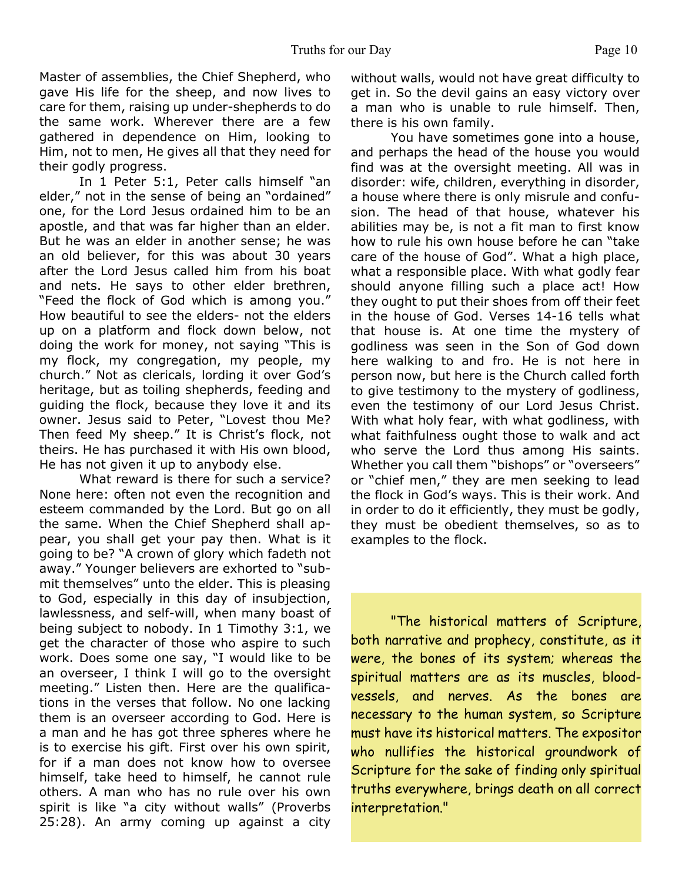Master of assemblies, the Chief Shepherd, who gave His life for the sheep, and now lives to care for them, raising up under-shepherds to do the same work. Wherever there are a few gathered in dependence on Him, looking to Him, not to men, He gives all that they need for their godly progress.

In 1 Peter 5:1, Peter calls himself "an elder," not in the sense of being an "ordained" one, for the Lord Jesus ordained him to be an apostle, and that was far higher than an elder. But he was an elder in another sense; he was an old believer, for this was about 30 years after the Lord Jesus called him from his boat and nets. He says to other elder brethren, "Feed the flock of God which is among you." How beautiful to see the elders- not the elders up on a platform and flock down below, not doing the work for money, not saying "This is my flock, my congregation, my people, my church." Not as clericals, lording it over God's heritage, but as toiling shepherds, feeding and guiding the flock, because they love it and its owner. Jesus said to Peter, "Lovest thou Me? Then feed My sheep." It is Christ's flock, not theirs. He has purchased it with His own blood, He has not given it up to anybody else.

What reward is there for such a service? None here: often not even the recognition and esteem commanded by the Lord. But go on all the same. When the Chief Shepherd shall appear, you shall get your pay then. What is it going to be? "A crown of glory which fadeth not away." Younger believers are exhorted to "submit themselves" unto the elder. This is pleasing to God, especially in this day of insubjection, lawlessness, and self-will, when many boast of being subject to nobody. In 1 Timothy 3:1, we get the character of those who aspire to such work. Does some one say, "I would like to be an overseer, I think I will go to the oversight meeting." Listen then. Here are the qualifications in the verses that follow. No one lacking them is an overseer according to God. Here is a man and he has got three spheres where he is to exercise his gift. First over his own spirit, for if a man does not know how to oversee himself, take heed to himself, he cannot rule others. A man who has no rule over his own spirit is like "a city without walls" (Proverbs 25:28). An army coming up against a city without walls, would not have great difficulty to get in. So the devil gains an easy victory over a man who is unable to rule himself. Then, there is his own family.

You have sometimes gone into a house, and perhaps the head of the house you would find was at the oversight meeting. All was in disorder: wife, children, everything in disorder, a house where there is only misrule and confusion. The head of that house, whatever his abilities may be, is not a fit man to first know how to rule his own house before he can "take care of the house of God". What a high place, what a responsible place. With what godly fear should anyone filling such a place act! How they ought to put their shoes from off their feet in the house of God. Verses 14-16 tells what that house is. At one time the mystery of godliness was seen in the Son of God down here walking to and fro. He is not here in person now, but here is the Church called forth to give testimony to the mystery of godliness, even the testimony of our Lord Jesus Christ. With what holy fear, with what godliness, with what faithfulness ought those to walk and act who serve the Lord thus among His saints. Whether you call them "bishops" or "overseers" or "chief men," they are men seeking to lead the flock in God's ways. This is their work. And in order to do it efficiently, they must be godly, they must be obedient themselves, so as to examples to the flock.

"The historical matters of Scripture, both narrative and prophecy, constitute, as it were, the bones of its system; whereas the spiritual matters are as its muscles, blood-vessels, and nerves. As the bones are necessary to the human system, so Scripture must have its historical matters. The expositor who nullifies the historical groundwork of Scripture for the sake of finding only spiritual truths everywhere, brings death on all correct interpretation."